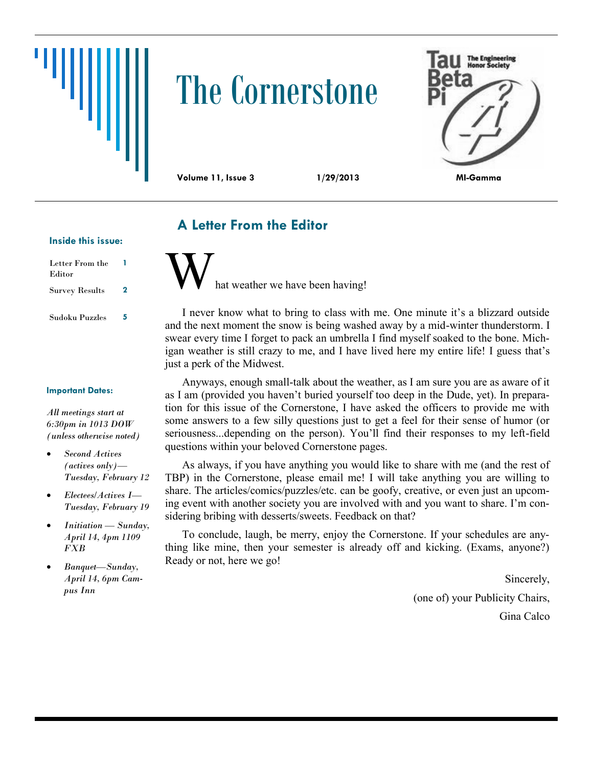# The Cornerstone

**Volume 11, Issue 3** **1/29/2013** **MI-Gamma**

Tau Beta Pi — The Engineering Honor Society

**Inside this issue:**

| | |
|---|---|
| Letter From the Editor | 1 |
| Survey Results | 2 |
| Sudoku Puzzles | 5 |

**Important Dates:**

*All meetings start at 6:30pm in 1013 DOW (unless otherwise noted)*

- *Second Actives (actives only)—Tuesday, February 12*
- *Electees/Actives I—Tuesday, February 19*
- *Initiation — Sunday, April 14, 4pm 1109 FXB*
- *Banquet—Sunday, April 14, 6pm Campus Inn*

## A Letter From the Editor

What weather we have been having!

I never know what to bring to class with me. One minute it's a blizzard outside and the next moment the snow is being washed away by a mid-winter thunderstorm. I swear every time I forget to pack an umbrella I find myself soaked to the bone. Michigan weather is still crazy to me, and I have lived here my entire life! I guess that's just a perk of the Midwest.

Anyways, enough small-talk about the weather, as I am sure you are as aware of it as I am (provided you haven't buried yourself too deep in the Dude, yet). In preparation for this issue of the Cornerstone, I have asked the officers to provide me with some answers to a few silly questions just to get a feel for their sense of humor (or seriousness...depending on the person). You'll find their responses to my left-field questions within your beloved Cornerstone pages.

As always, if you have anything you would like to share with me (and the rest of TBP) in the Cornerstone, please email me! I will take anything you are willing to share. The articles/comics/puzzles/etc. can be goofy, creative, or even just an upcoming event with another society you are involved with and you want to share. I'm considering bribing with desserts/sweets. Feedback on that?

To conclude, laugh, be merry, enjoy the Cornerstone. If your schedules are anything like mine, then your semester is already off and kicking. (Exams, anyone?) Ready or not, here we go!

Sincerely,

(one of) your Publicity Chairs,

Gina Calco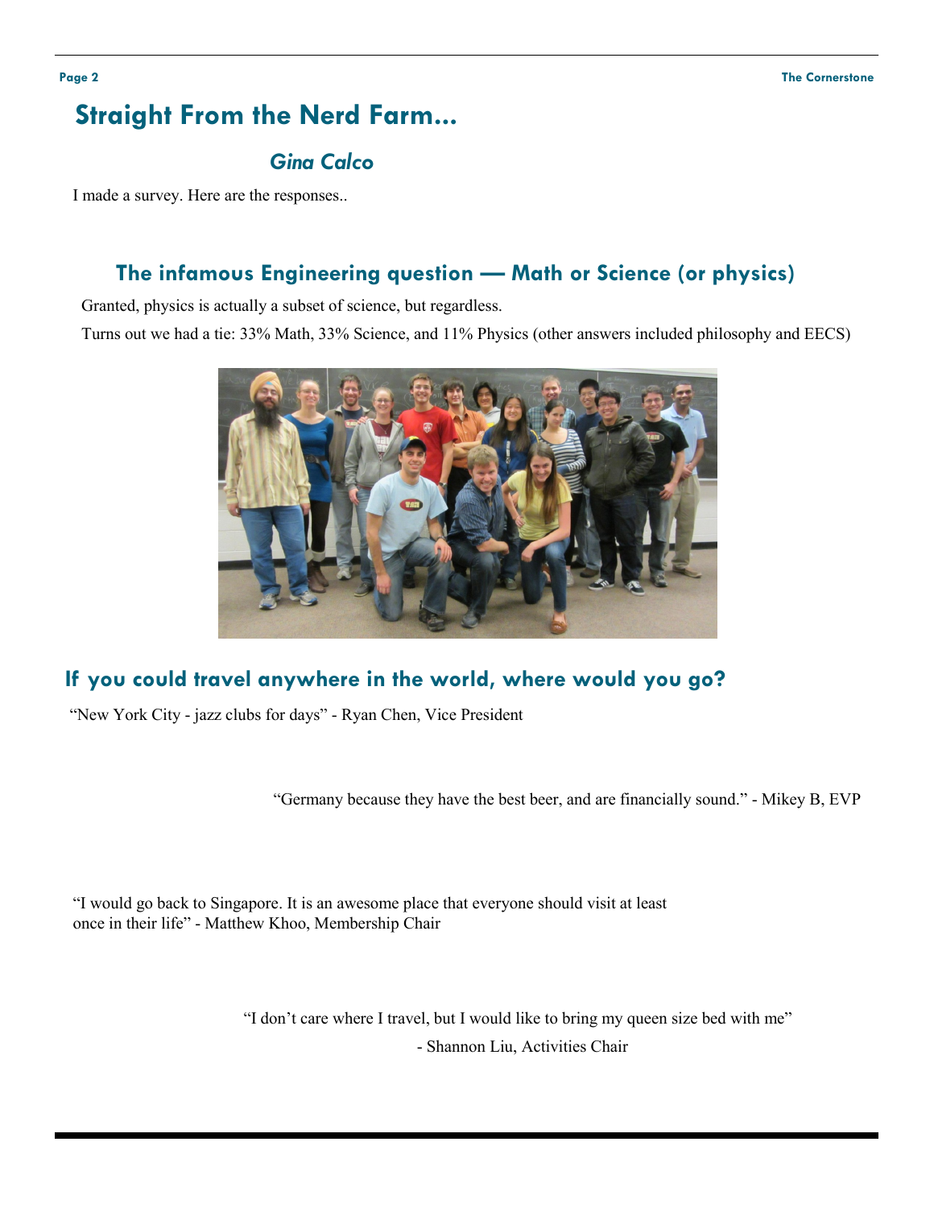# Straight From the Nerd Farm...

### *Gina Calco*

I made a survey. Here are the responses..

## The infamous Engineering question — Math or Science (or physics)

Granted, physics is actually a subset of science, but regardless.

Turns out we had a tie: 33% Math, 33% Science, and 11% Physics (other answers included philosophy and EECS)

## If you could travel anywhere in the world, where would you go?

"New York City - jazz clubs for days" - Ryan Chen, Vice President

"Germany because they have the best beer, and are financially sound." - Mikey B, EVP

"I would go back to Singapore. It is an awesome place that everyone should visit at least once in their life" - Matthew Khoo, Membership Chair

"I don't care where I travel, but I would like to bring my queen size bed with me"

- Shannon Liu, Activities Chair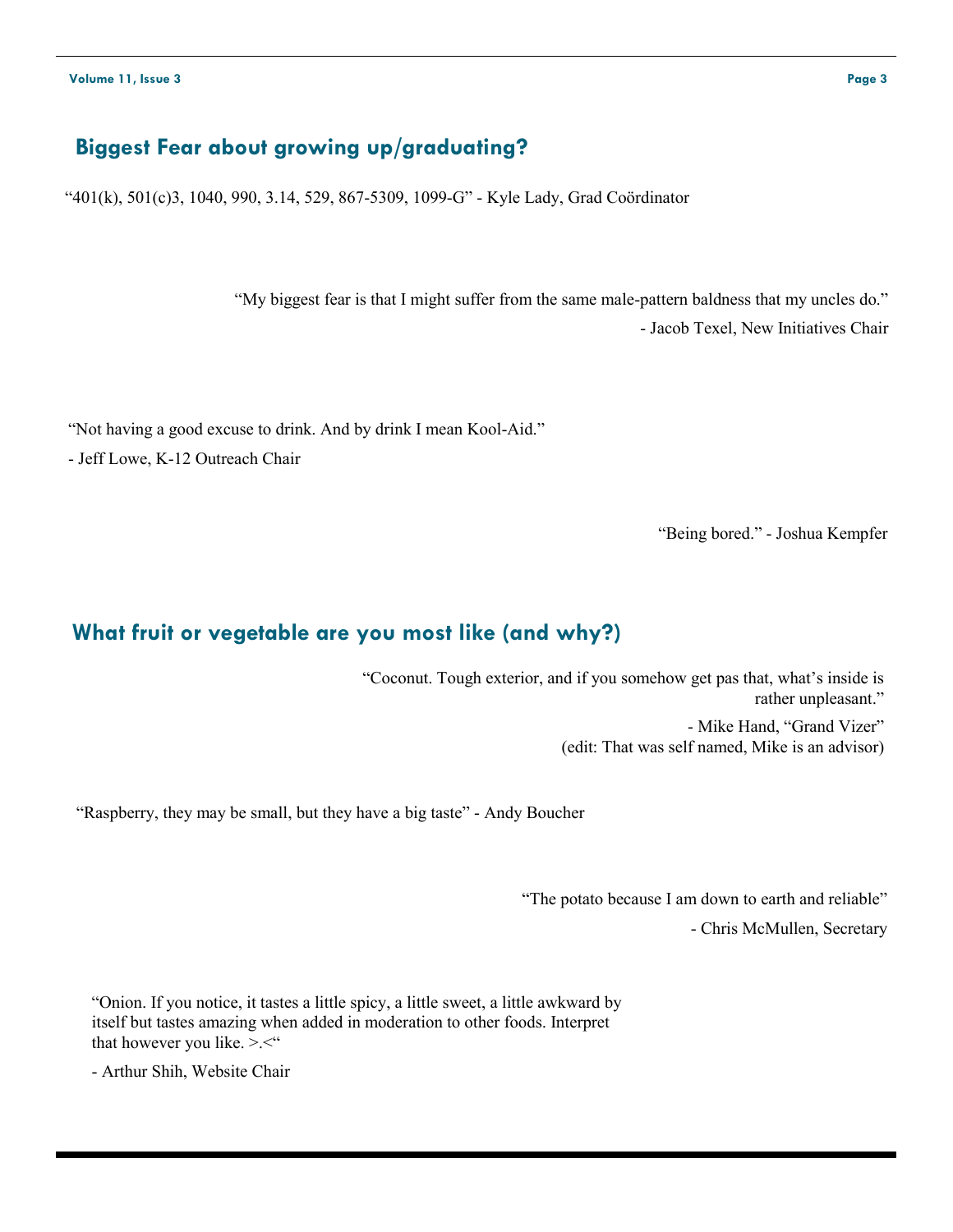## Biggest Fear about growing up/graduating?

“401(k), 501(c)3, 1040, 990, 3.14, 529, 867-5309, 1099-G” - Kyle Lady, Grad Coördinator

“My biggest fear is that I might suffer from the same male-pattern baldness that my uncles do.”

- Jacob Texel, New Initiatives Chair

“Not having a good excuse to drink. And by drink I mean Kool-Aid.”

- Jeff Lowe, K-12 Outreach Chair

“Being bored.” - Joshua Kempfer

## What fruit or vegetable are you most like (and why?)

“Coconut. Tough exterior, and if you somehow get pas that, what’s inside is rather unpleasant.”

- Mike Hand, “Grand Vizer”
(edit: That was self named, Mike is an advisor)

“Raspberry, they may be small, but they have a big taste” - Andy Boucher

“The potato because I am down to earth and reliable”

- Chris McMullen, Secretary

“Onion. If you notice, it tastes a little spicy, a little sweet, a little awkward by itself but tastes amazing when added in moderation to other foods. Interpret that however you like. >.<“

- Arthur Shih, Website Chair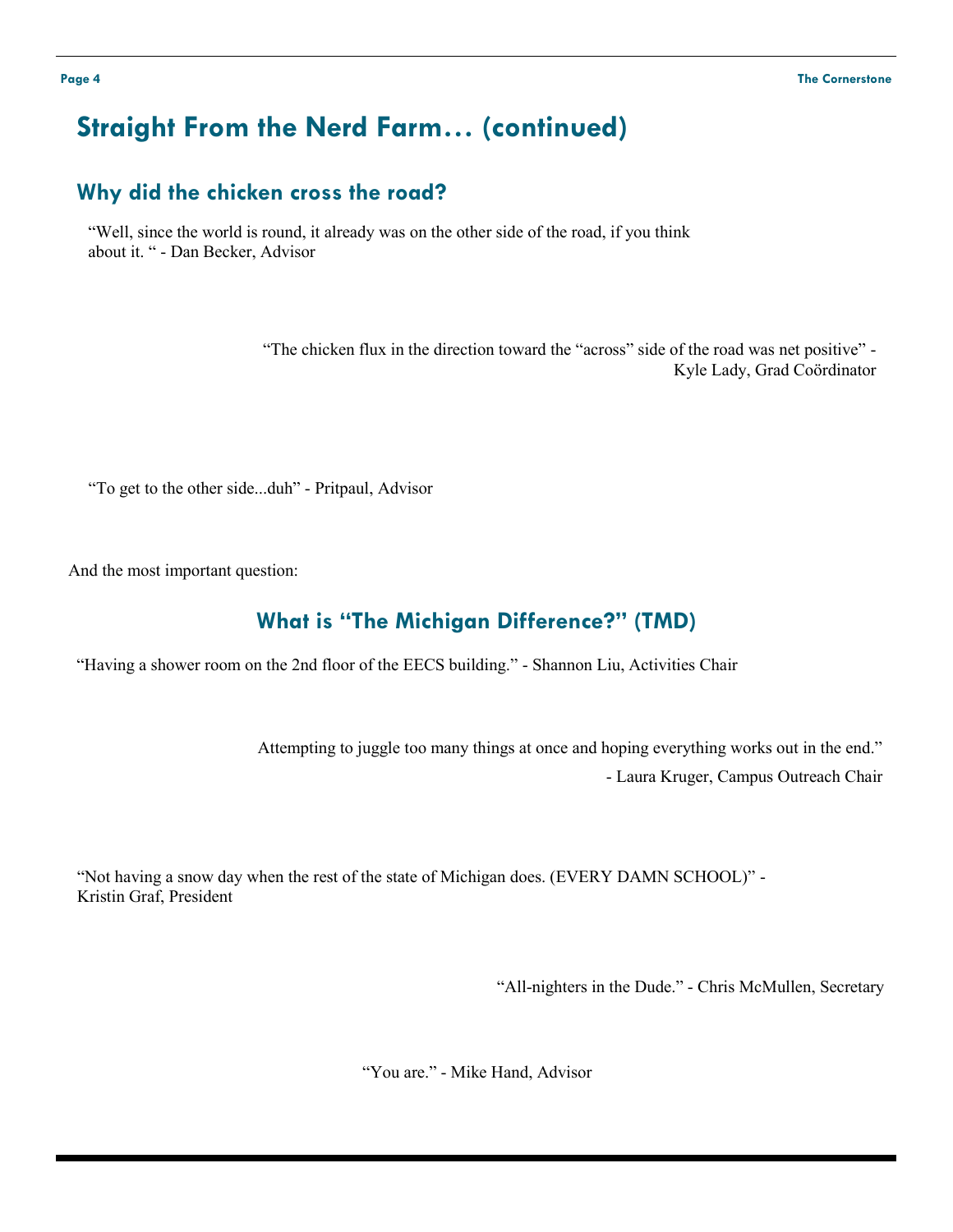# Straight From the Nerd Farm… (continued)

## Why did the chicken cross the road?

"Well, since the world is round, it already was on the other side of the road, if you think about it. " - Dan Becker, Advisor

"The chicken flux in the direction toward the "across" side of the road was net positive" - Kyle Lady, Grad Coördinator

"To get to the other side...duh" - Pritpaul, Advisor

And the most important question:

## What is "The Michigan Difference?" (TMD)

"Having a shower room on the 2nd floor of the EECS building." - Shannon Liu, Activities Chair

Attempting to juggle too many things at once and hoping everything works out in the end."

- Laura Kruger, Campus Outreach Chair

"Not having a snow day when the rest of the state of Michigan does. (EVERY DAMN SCHOOL)" - Kristin Graf, President

"All-nighters in the Dude." - Chris McMullen, Secretary

"You are." - Mike Hand, Advisor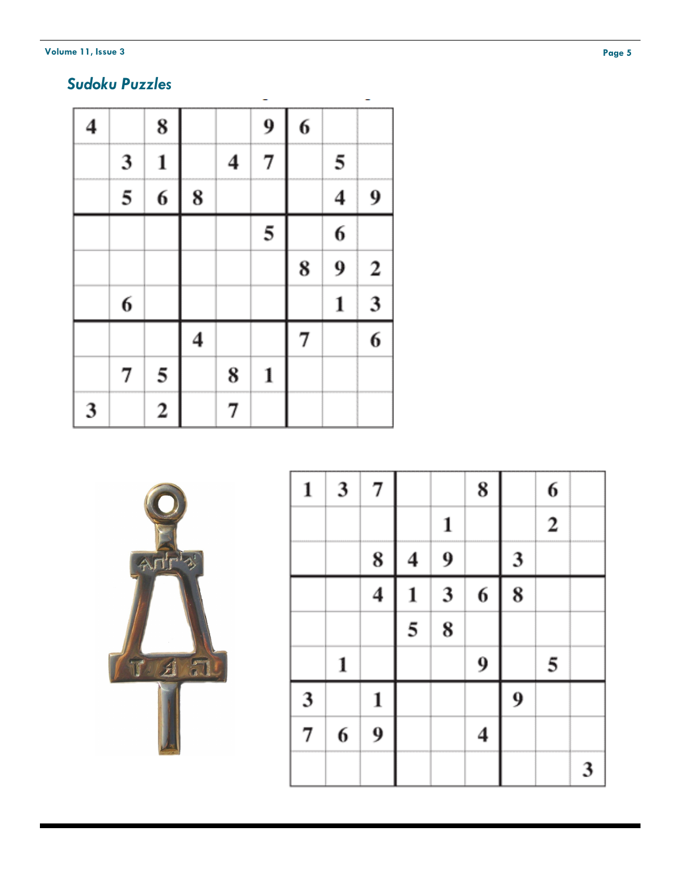## *Sudoku Puzzles*

| | | | | | | | | |
|---|---|---|---|---|---|---|---|---|
| 4 | | 8 | | | 9 | 6 | | |
| | 3 | 1 | | 4 | 7 | | 5 | |
| | 5 | 6 | 8 | | | | 4 | 9 |
| | | | | | 5 | | 6 | |
| | | | | | | 8 | 9 | 2 |
| | 6 | | | | | | 1 | 3 |
| | | | 4 | | | 7 | | 6 |
| | 7 | 5 | | 8 | 1 | | | |
| 3 | | 2 | | 7 | | | | |

| | | | | | | | | |
|---|---|---|---|---|---|---|---|---|
| 1 | 3 | 7 | | | 8 | | 6 | |
| | | | | 1 | | | 2 | |
| | | 8 | 4 | 9 | | 3 | | |
| | | 4 | 1 | 3 | 6 | 8 | | |
| | | | 5 | 8 | | | | |
| | 1 | | | | 9 | | 5 | |
| 3 | | 1 | | | | 9 | | |
| 7 | 6 | 9 | | | 4 | | | |
| | | | | | | | | 3 |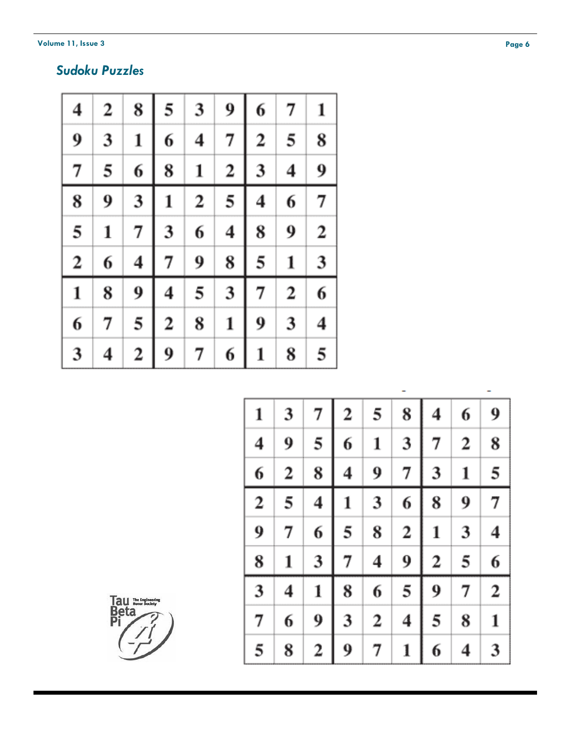## *Sudoku Puzzles*

| | | | | | | | | |
|---|---|---|---|---|---|---|---|---|
| 4 | 2 | 8 | 5 | 3 | 9 | 6 | 7 | 1 |
| 9 | 3 | 1 | 6 | 4 | 7 | 2 | 5 | 8 |
| 7 | 5 | 6 | 8 | 1 | 2 | 3 | 4 | 9 |
| 8 | 9 | 3 | 1 | 2 | 5 | 4 | 6 | 7 |
| 5 | 1 | 7 | 3 | 6 | 4 | 8 | 9 | 2 |
| 2 | 6 | 4 | 7 | 9 | 8 | 5 | 1 | 3 |
| 1 | 8 | 9 | 4 | 5 | 3 | 7 | 2 | 6 |
| 6 | 7 | 5 | 2 | 8 | 1 | 9 | 3 | 4 |
| 3 | 4 | 2 | 9 | 7 | 6 | 1 | 8 | 5 |

| | | | | | | | | |
|---|---|---|---|---|---|---|---|---|
| 1 | 3 | 7 | 2 | 5 | 8 | 4 | 6 | 9 |
| 4 | 9 | 5 | 6 | 1 | 3 | 7 | 2 | 8 |
| 6 | 2 | 8 | 4 | 9 | 7 | 3 | 1 | 5 |
| 2 | 5 | 4 | 1 | 3 | 6 | 8 | 9 | 7 |
| 9 | 7 | 6 | 5 | 8 | 2 | 1 | 3 | 4 |
| 8 | 1 | 3 | 7 | 4 | 9 | 2 | 5 | 6 |
| 3 | 4 | 1 | 8 | 6 | 5 | 9 | 7 | 2 |
| 7 | 6 | 9 | 3 | 2 | 4 | 5 | 8 | 1 |
| 5 | 8 | 2 | 9 | 7 | 1 | 6 | 4 | 3 |

Tau Beta Pi The Engineering Honor Society